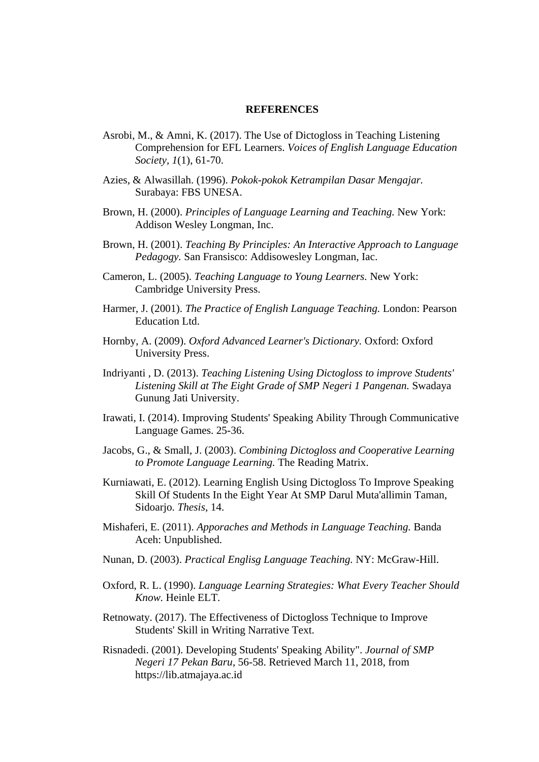# REFERENCES

Asrobi, M., & Amni, K. (2017). The Use of Dictogloss in Teaching Listening Comprehension for EFL Learners. *Voices of English Language Education Society, 1*(1), 61-70.

Azies, & Alwasillah. (1996). *Pokok-pokok Ketrampilan Dasar Mengajar.* Surabaya: FBS UNESA.

Brown, H. (2000). *Principles of Language Learning and Teaching.* New York: Addison Wesley Longman, Inc.

Brown, H. (2001). *Teaching By Principles: An Interactive Approach to Language Pedagogy.* San Fransisco: Addisowesley Longman, Iac.

Cameron, L. (2005). *Teaching Language to Young Learners.* New York: Cambridge University Press.

Harmer, J. (2001). *The Practice of English Language Teaching.* London: Pearson Education Ltd.

Hornby, A. (2009). *Oxford Advanced Learner's Dictionary.* Oxford: Oxford University Press.

Indriyanti , D. (2013). *Teaching Listening Using Dictogloss to improve Students' Listening Skill at The Eight Grade of SMP Negeri 1 Pangenan.* Swadaya Gunung Jati University.

Irawati, I. (2014). Improving Students' Speaking Ability Through Communicative Language Games. 25-36.

Jacobs, G., & Small, J. (2003). *Combining Dictogloss and Cooperative Learning to Promote Language Learning.* The Reading Matrix.

Kurniawati, E. (2012). Learning English Using Dictogloss To Improve Speaking Skill Of Students In the Eight Year At SMP Darul Muta'allimin Taman, Sidoarjo. *Thesis*, 14.

Mishaferi, E. (2011). *Apporaches and Methods in Language Teaching.* Banda Aceh: Unpublished.

Nunan, D. (2003). *Practical Englisg Language Teaching.* NY: McGraw-Hill.

Oxford, R. L. (1990). *Language Learning Strategies: What Every Teacher Should Know.* Heinle ELT.

Retnowaty. (2017). The Effectiveness of Dictogloss Technique to Improve Students' Skill in Writing Narrative Text.

Risnadedi. (2001). Developing Students' Speaking Ability". *Journal of SMP Negeri 17 Pekan Baru*, 56-58. Retrieved March 11, 2018, from https://lib.atmajaya.ac.id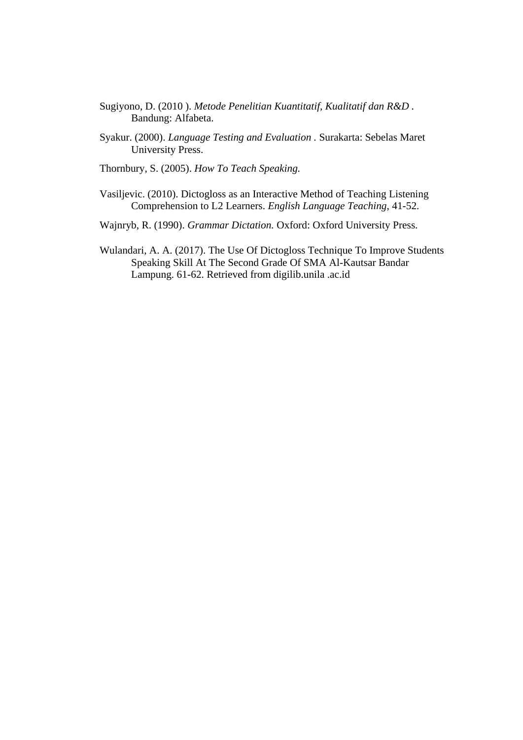Sugiyono, D. (2010 ). *Metode Penelitian Kuantitatif, Kualitatif dan R&D* . Bandung: Alfabeta.

Syakur. (2000). *Language Testing and Evaluation* . Surakarta: Sebelas Maret University Press.

Thornbury, S. (2005). *How To Teach Speaking.*

Vasiljevic. (2010). Dictogloss as an Interactive Method of Teaching Listening Comprehension to L2 Learners. *English Language Teaching*, 41-52.

Wajnryb, R. (1990). *Grammar Dictation.* Oxford: Oxford University Press.

Wulandari, A. A. (2017). The Use Of Dictogloss Technique To Improve Students Speaking Skill At The Second Grade Of SMA Al-Kautsar Bandar Lampung. 61-62. Retrieved from digilib.unila .ac.id